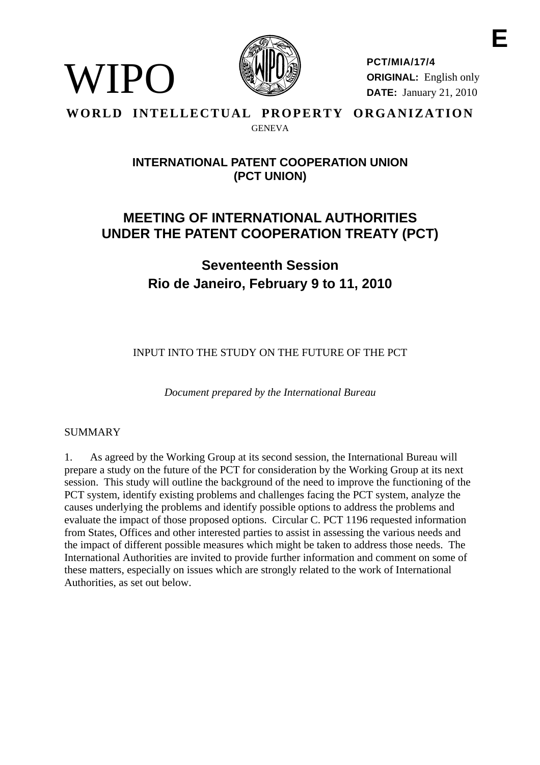E

WIPO

**PCT/MIA/17/4**
**ORIGINAL:** English only
**DATE:** January 21, 2010

**WORLD INTELLECTUAL PROPERTY ORGANIZATION**
GENEVA

## INTERNATIONAL PATENT COOPERATION UNION (PCT UNION)

# MEETING OF INTERNATIONAL AUTHORITIES UNDER THE PATENT COOPERATION TREATY (PCT)

## Seventeenth Session
## Rio de Janeiro, February 9 to 11, 2010

INPUT INTO THE STUDY ON THE FUTURE OF THE PCT

*Document prepared by the International Bureau*

SUMMARY

1. As agreed by the Working Group at its second session, the International Bureau will prepare a study on the future of the PCT for consideration by the Working Group at its next session. This study will outline the background of the need to improve the functioning of the PCT system, identify existing problems and challenges facing the PCT system, analyze the causes underlying the problems and identify possible options to address the problems and evaluate the impact of those proposed options. Circular C. PCT 1196 requested information from States, Offices and other interested parties to assist in assessing the various needs and the impact of different possible measures which might be taken to address those needs. The International Authorities are invited to provide further information and comment on some of these matters, especially on issues which are strongly related to the work of International Authorities, as set out below.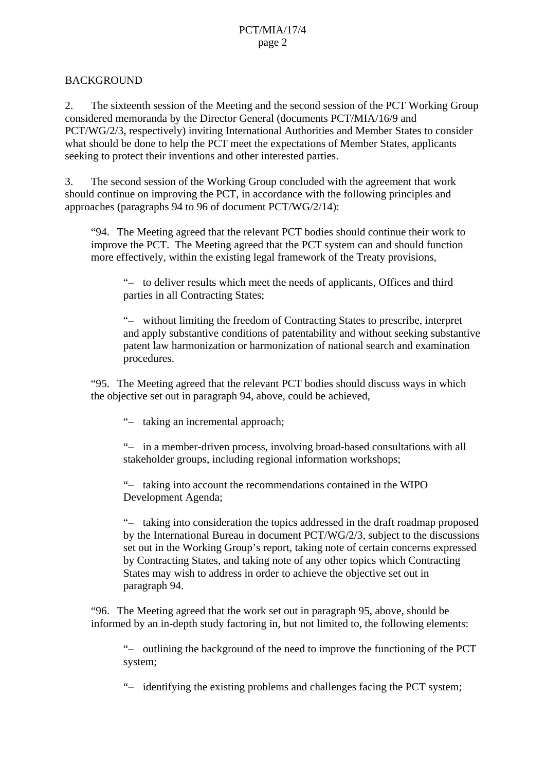BACKGROUND

2. The sixteenth session of the Meeting and the second session of the PCT Working Group considered memoranda by the Director General (documents PCT/MIA/16/9 and PCT/WG/2/3, respectively) inviting International Authorities and Member States to consider what should be done to help the PCT meet the expectations of Member States, applicants seeking to protect their inventions and other interested parties.

3. The second session of the Working Group concluded with the agreement that work should continue on improving the PCT, in accordance with the following principles and approaches (paragraphs 94 to 96 of document PCT/WG/2/14):

> "94. The Meeting agreed that the relevant PCT bodies should continue their work to improve the PCT. The Meeting agreed that the PCT system can and should function more effectively, within the existing legal framework of the Treaty provisions,
>
> > "– to deliver results which meet the needs of applicants, Offices and third parties in all Contracting States;
> >
> > "– without limiting the freedom of Contracting States to prescribe, interpret and apply substantive conditions of patentability and without seeking substantive patent law harmonization or harmonization of national search and examination procedures.
>
> "95. The Meeting agreed that the relevant PCT bodies should discuss ways in which the objective set out in paragraph 94, above, could be achieved,
>
> > "– taking an incremental approach;
> >
> > "– in a member-driven process, involving broad-based consultations with all stakeholder groups, including regional information workshops;
> >
> > "– taking into account the recommendations contained in the WIPO Development Agenda;
> >
> > "– taking into consideration the topics addressed in the draft roadmap proposed by the International Bureau in document PCT/WG/2/3, subject to the discussions set out in the Working Group's report, taking note of certain concerns expressed by Contracting States, and taking note of any other topics which Contracting States may wish to address in order to achieve the objective set out in paragraph 94.
>
> "96. The Meeting agreed that the work set out in paragraph 95, above, should be informed by an in-depth study factoring in, but not limited to, the following elements:
>
> > "– outlining the background of the need to improve the functioning of the PCT system;
> >
> > "– identifying the existing problems and challenges facing the PCT system;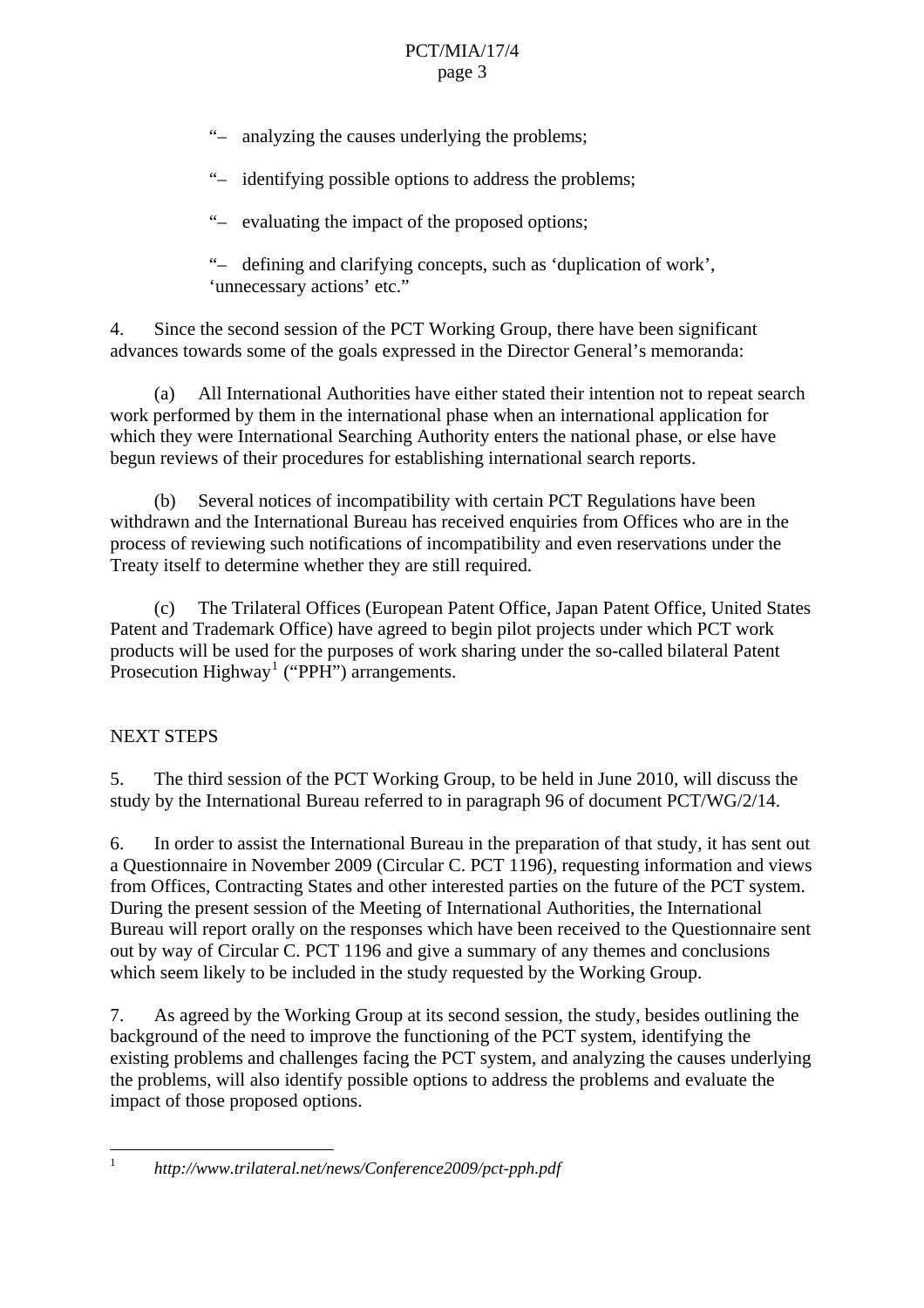"– analyzing the causes underlying the problems;

"– identifying possible options to address the problems;

"– evaluating the impact of the proposed options;

"– defining and clarifying concepts, such as 'duplication of work', 'unnecessary actions' etc."

4. Since the second session of the PCT Working Group, there have been significant advances towards some of the goals expressed in the Director General's memoranda:

(a) All International Authorities have either stated their intention not to repeat search work performed by them in the international phase when an international application for which they were International Searching Authority enters the national phase, or else have begun reviews of their procedures for establishing international search reports.

(b) Several notices of incompatibility with certain PCT Regulations have been withdrawn and the International Bureau has received enquiries from Offices who are in the process of reviewing such notifications of incompatibility and even reservations under the Treaty itself to determine whether they are still required.

(c) The Trilateral Offices (European Patent Office, Japan Patent Office, United States Patent and Trademark Office) have agreed to begin pilot projects under which PCT work products will be used for the purposes of work sharing under the so-called bilateral Patent Prosecution Highway[1] ("PPH") arrangements.

## NEXT STEPS

5. The third session of the PCT Working Group, to be held in June 2010, will discuss the study by the International Bureau referred to in paragraph 96 of document PCT/WG/2/14.

6. In order to assist the International Bureau in the preparation of that study, it has sent out a Questionnaire in November 2009 (Circular C. PCT 1196), requesting information and views from Offices, Contracting States and other interested parties on the future of the PCT system. During the present session of the Meeting of International Authorities, the International Bureau will report orally on the responses which have been received to the Questionnaire sent out by way of Circular C. PCT 1196 and give a summary of any themes and conclusions which seem likely to be included in the study requested by the Working Group.

7. As agreed by the Working Group at its second session, the study, besides outlining the background of the need to improve the functioning of the PCT system, identifying the existing problems and challenges facing the PCT system, and analyzing the causes underlying the problems, will also identify possible options to address the problems and evaluate the impact of those proposed options.

---

[1] *http://www.trilateral.net/news/Conference2009/pct-pph.pdf*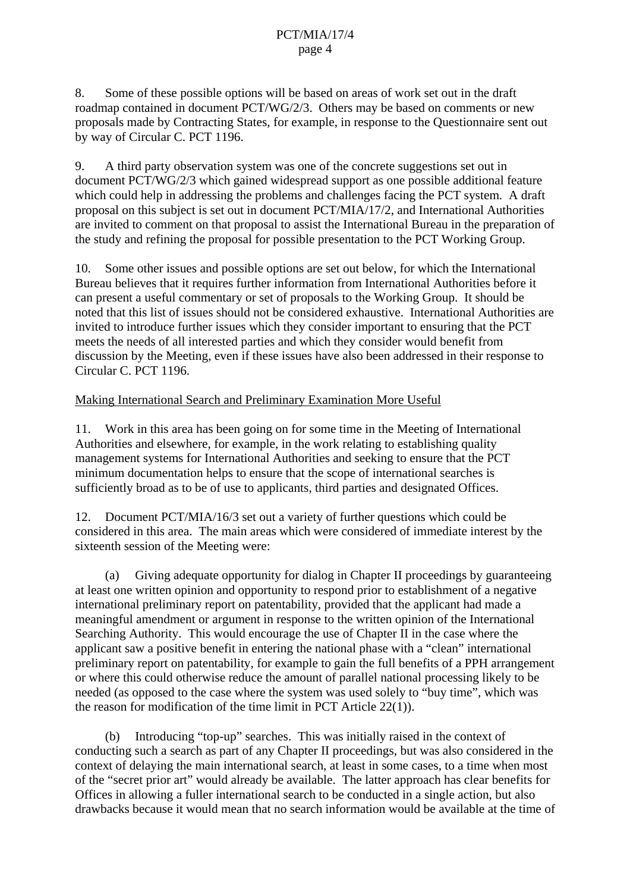8. Some of these possible options will be based on areas of work set out in the draft roadmap contained in document PCT/WG/2/3. Others may be based on comments or new proposals made by Contracting States, for example, in response to the Questionnaire sent out by way of Circular C. PCT 1196.

9. A third party observation system was one of the concrete suggestions set out in document PCT/WG/2/3 which gained widespread support as one possible additional feature which could help in addressing the problems and challenges facing the PCT system. A draft proposal on this subject is set out in document PCT/MIA/17/2, and International Authorities are invited to comment on that proposal to assist the International Bureau in the preparation of the study and refining the proposal for possible presentation to the PCT Working Group.

10. Some other issues and possible options are set out below, for which the International Bureau believes that it requires further information from International Authorities before it can present a useful commentary or set of proposals to the Working Group. It should be noted that this list of issues should not be considered exhaustive. International Authorities are invited to introduce further issues which they consider important to ensuring that the PCT meets the needs of all interested parties and which they consider would benefit from discussion by the Meeting, even if these issues have also been addressed in their response to Circular C. PCT 1196.

Making International Search and Preliminary Examination More Useful

11. Work in this area has been going on for some time in the Meeting of International Authorities and elsewhere, for example, in the work relating to establishing quality management systems for International Authorities and seeking to ensure that the PCT minimum documentation helps to ensure that the scope of international searches is sufficiently broad as to be of use to applicants, third parties and designated Offices.

12. Document PCT/MIA/16/3 set out a variety of further questions which could be considered in this area. The main areas which were considered of immediate interest by the sixteenth session of the Meeting were:

(a) Giving adequate opportunity for dialog in Chapter II proceedings by guaranteeing at least one written opinion and opportunity to respond prior to establishment of a negative international preliminary report on patentability, provided that the applicant had made a meaningful amendment or argument in response to the written opinion of the International Searching Authority. This would encourage the use of Chapter II in the case where the applicant saw a positive benefit in entering the national phase with a "clean" international preliminary report on patentability, for example to gain the full benefits of a PPH arrangement or where this could otherwise reduce the amount of parallel national processing likely to be needed (as opposed to the case where the system was used solely to "buy time", which was the reason for modification of the time limit in PCT Article 22(1)).

(b) Introducing "top-up" searches. This was initially raised in the context of conducting such a search as part of any Chapter II proceedings, but was also considered in the context of delaying the main international search, at least in some cases, to a time when most of the "secret prior art" would already be available. The latter approach has clear benefits for Offices in allowing a fuller international search to be conducted in a single action, but also drawbacks because it would mean that no search information would be available at the time of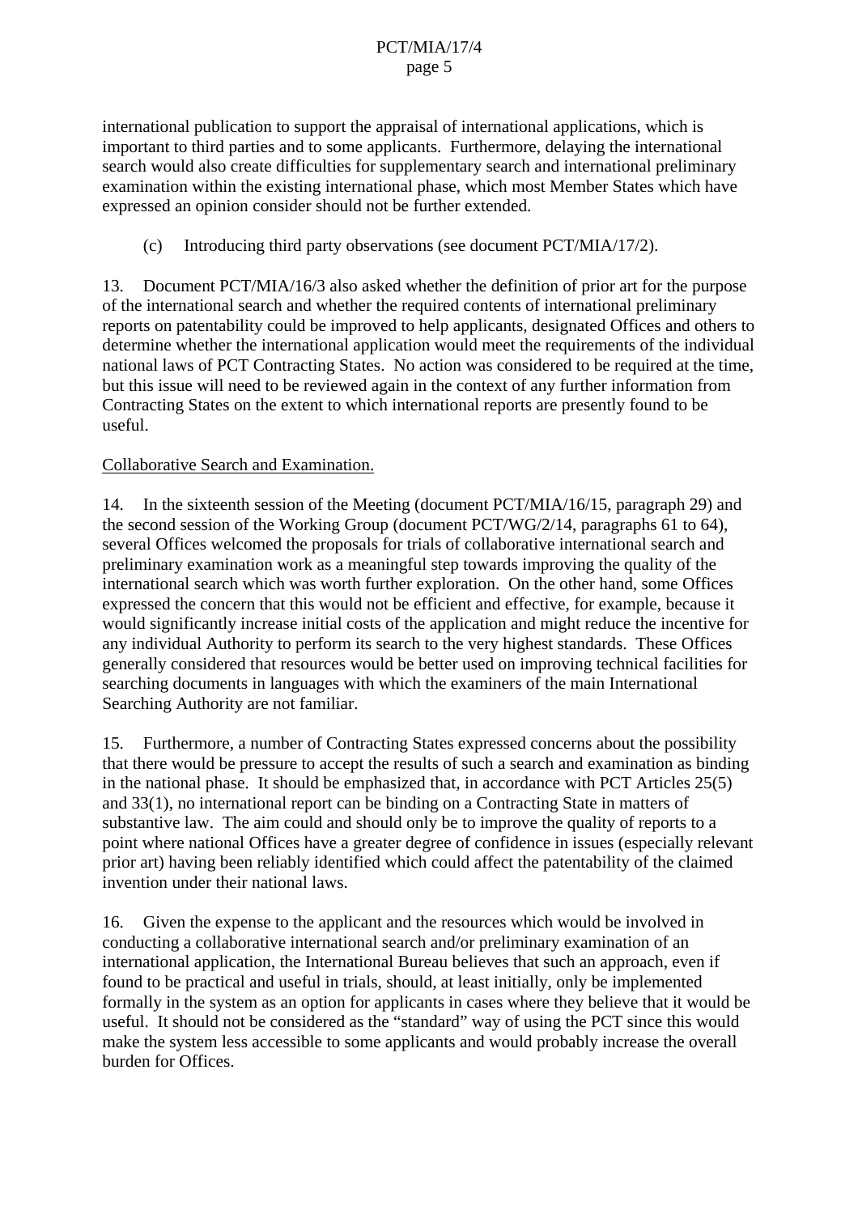international publication to support the appraisal of international applications, which is important to third parties and to some applicants. Furthermore, delaying the international search would also create difficulties for supplementary search and international preliminary examination within the existing international phase, which most Member States which have expressed an opinion consider should not be further extended.

(c) Introducing third party observations (see document PCT/MIA/17/2).

13. Document PCT/MIA/16/3 also asked whether the definition of prior art for the purpose of the international search and whether the required contents of international preliminary reports on patentability could be improved to help applicants, designated Offices and others to determine whether the international application would meet the requirements of the individual national laws of PCT Contracting States. No action was considered to be required at the time, but this issue will need to be reviewed again in the context of any further information from Contracting States on the extent to which international reports are presently found to be useful.

Collaborative Search and Examination.

14. In the sixteenth session of the Meeting (document PCT/MIA/16/15, paragraph 29) and the second session of the Working Group (document PCT/WG/2/14, paragraphs 61 to 64), several Offices welcomed the proposals for trials of collaborative international search and preliminary examination work as a meaningful step towards improving the quality of the international search which was worth further exploration. On the other hand, some Offices expressed the concern that this would not be efficient and effective, for example, because it would significantly increase initial costs of the application and might reduce the incentive for any individual Authority to perform its search to the very highest standards. These Offices generally considered that resources would be better used on improving technical facilities for searching documents in languages with which the examiners of the main International Searching Authority are not familiar.

15. Furthermore, a number of Contracting States expressed concerns about the possibility that there would be pressure to accept the results of such a search and examination as binding in the national phase. It should be emphasized that, in accordance with PCT Articles 25(5) and 33(1), no international report can be binding on a Contracting State in matters of substantive law. The aim could and should only be to improve the quality of reports to a point where national Offices have a greater degree of confidence in issues (especially relevant prior art) having been reliably identified which could affect the patentability of the claimed invention under their national laws.

16. Given the expense to the applicant and the resources which would be involved in conducting a collaborative international search and/or preliminary examination of an international application, the International Bureau believes that such an approach, even if found to be practical and useful in trials, should, at least initially, only be implemented formally in the system as an option for applicants in cases where they believe that it would be useful. It should not be considered as the "standard" way of using the PCT since this would make the system less accessible to some applicants and would probably increase the overall burden for Offices.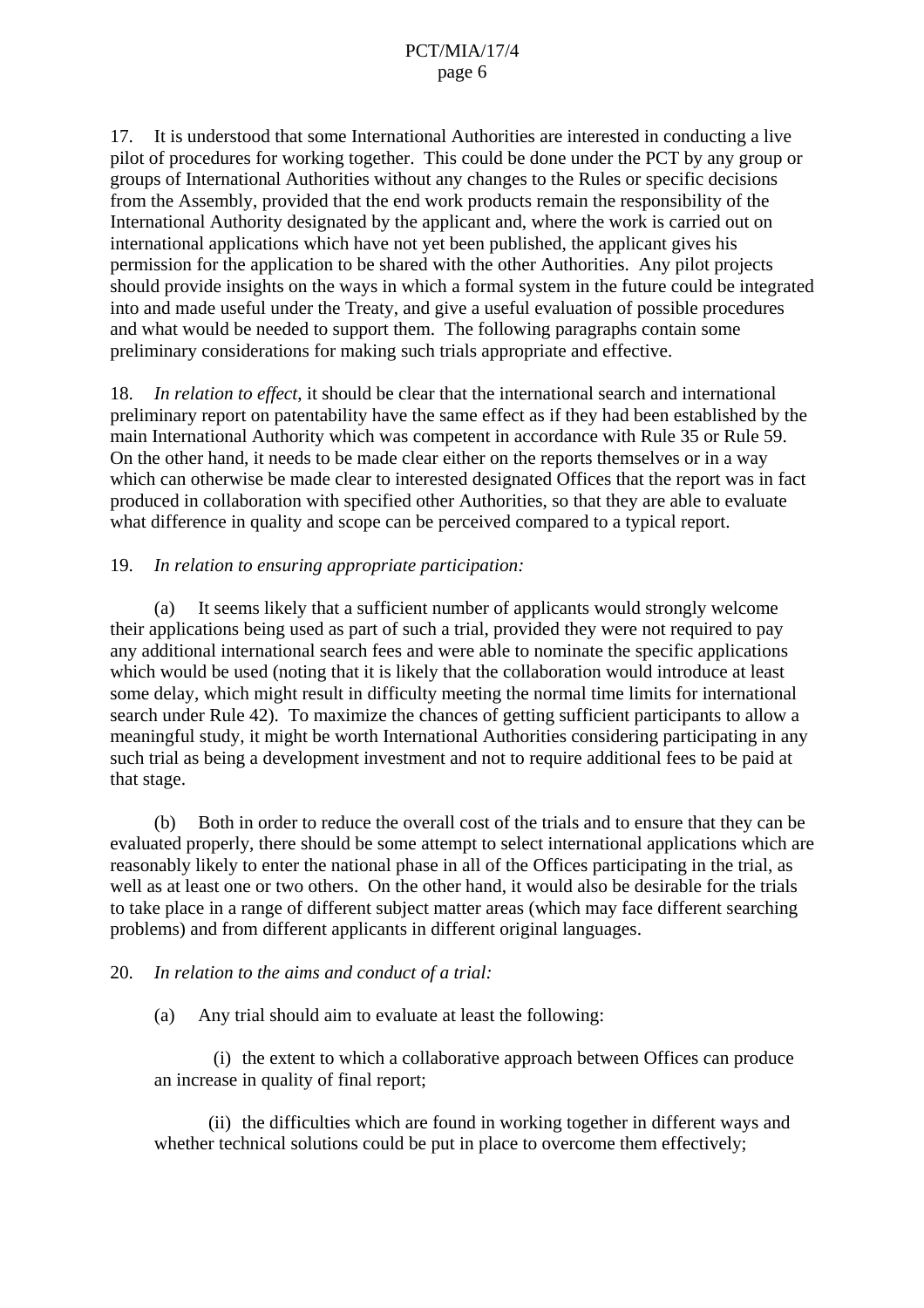17. It is understood that some International Authorities are interested in conducting a live pilot of procedures for working together. This could be done under the PCT by any group or groups of International Authorities without any changes to the Rules or specific decisions from the Assembly, provided that the end work products remain the responsibility of the International Authority designated by the applicant and, where the work is carried out on international applications which have not yet been published, the applicant gives his permission for the application to be shared with the other Authorities. Any pilot projects should provide insights on the ways in which a formal system in the future could be integrated into and made useful under the Treaty, and give a useful evaluation of possible procedures and what would be needed to support them. The following paragraphs contain some preliminary considerations for making such trials appropriate and effective.

18. *In relation to effect*, it should be clear that the international search and international preliminary report on patentability have the same effect as if they had been established by the main International Authority which was competent in accordance with Rule 35 or Rule 59. On the other hand, it needs to be made clear either on the reports themselves or in a way which can otherwise be made clear to interested designated Offices that the report was in fact produced in collaboration with specified other Authorities, so that they are able to evaluate what difference in quality and scope can be perceived compared to a typical report.

19. *In relation to ensuring appropriate participation:*

(a) It seems likely that a sufficient number of applicants would strongly welcome their applications being used as part of such a trial, provided they were not required to pay any additional international search fees and were able to nominate the specific applications which would be used (noting that it is likely that the collaboration would introduce at least some delay, which might result in difficulty meeting the normal time limits for international search under Rule 42). To maximize the chances of getting sufficient participants to allow a meaningful study, it might be worth International Authorities considering participating in any such trial as being a development investment and not to require additional fees to be paid at that stage.

(b) Both in order to reduce the overall cost of the trials and to ensure that they can be evaluated properly, there should be some attempt to select international applications which are reasonably likely to enter the national phase in all of the Offices participating in the trial, as well as at least one or two others. On the other hand, it would also be desirable for the trials to take place in a range of different subject matter areas (which may face different searching problems) and from different applicants in different original languages.

20. *In relation to the aims and conduct of a trial:*

(a) Any trial should aim to evaluate at least the following:

(i) the extent to which a collaborative approach between Offices can produce an increase in quality of final report;

(ii) the difficulties which are found in working together in different ways and whether technical solutions could be put in place to overcome them effectively;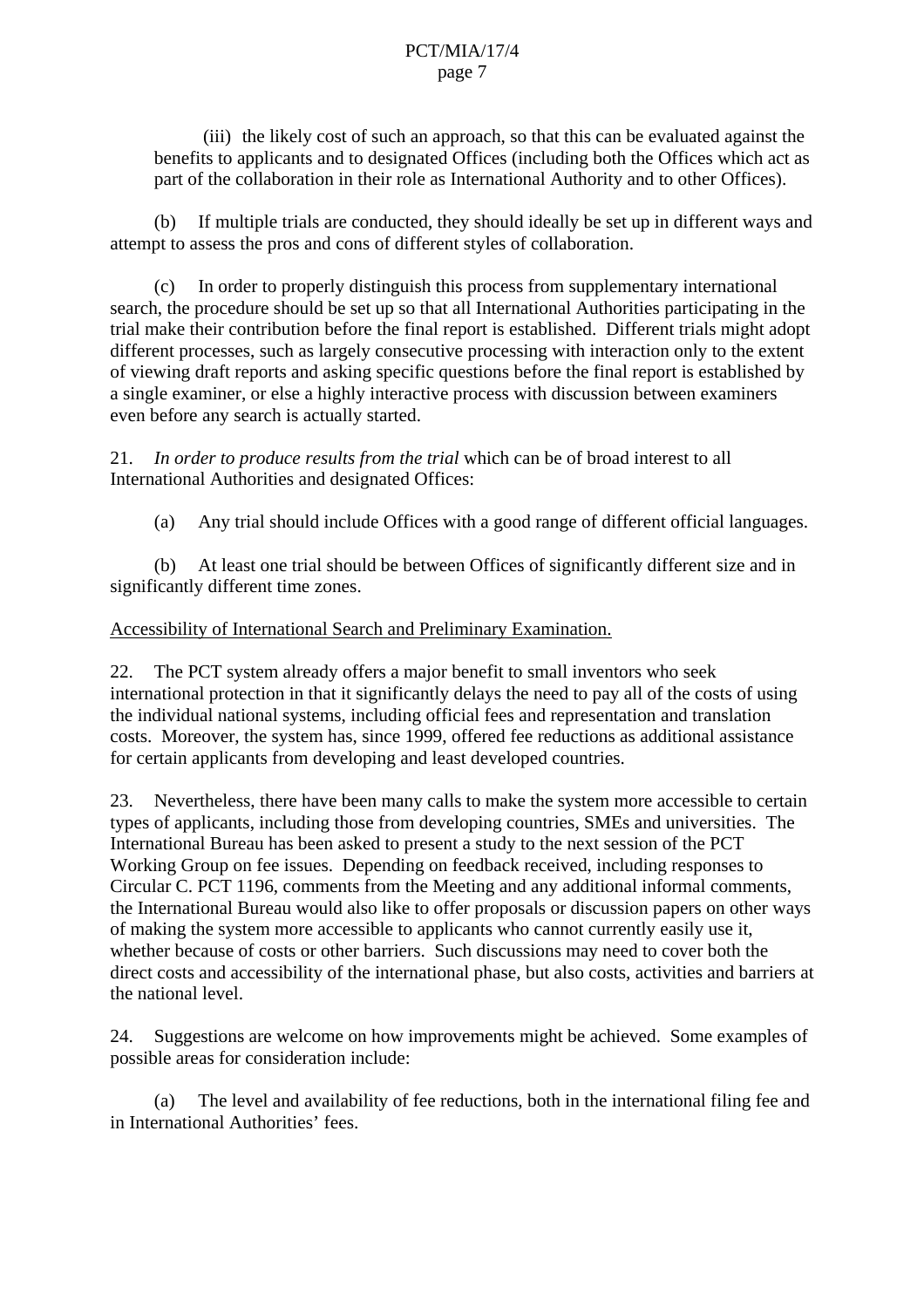(iii) the likely cost of such an approach, so that this can be evaluated against the benefits to applicants and to designated Offices (including both the Offices which act as part of the collaboration in their role as International Authority and to other Offices).

(b) If multiple trials are conducted, they should ideally be set up in different ways and attempt to assess the pros and cons of different styles of collaboration.

(c) In order to properly distinguish this process from supplementary international search, the procedure should be set up so that all International Authorities participating in the trial make their contribution before the final report is established. Different trials might adopt different processes, such as largely consecutive processing with interaction only to the extent of viewing draft reports and asking specific questions before the final report is established by a single examiner, or else a highly interactive process with discussion between examiners even before any search is actually started.

21. *In order to produce results from the trial* which can be of broad interest to all International Authorities and designated Offices:

(a) Any trial should include Offices with a good range of different official languages.

(b) At least one trial should be between Offices of significantly different size and in significantly different time zones.

<u>Accessibility of International Search and Preliminary Examination.</u>

22. The PCT system already offers a major benefit to small inventors who seek international protection in that it significantly delays the need to pay all of the costs of using the individual national systems, including official fees and representation and translation costs. Moreover, the system has, since 1999, offered fee reductions as additional assistance for certain applicants from developing and least developed countries.

23. Nevertheless, there have been many calls to make the system more accessible to certain types of applicants, including those from developing countries, SMEs and universities. The International Bureau has been asked to present a study to the next session of the PCT Working Group on fee issues. Depending on feedback received, including responses to Circular C. PCT 1196, comments from the Meeting and any additional informal comments, the International Bureau would also like to offer proposals or discussion papers on other ways of making the system more accessible to applicants who cannot currently easily use it, whether because of costs or other barriers. Such discussions may need to cover both the direct costs and accessibility of the international phase, but also costs, activities and barriers at the national level.

24. Suggestions are welcome on how improvements might be achieved. Some examples of possible areas for consideration include:

(a) The level and availability of fee reductions, both in the international filing fee and in International Authorities' fees.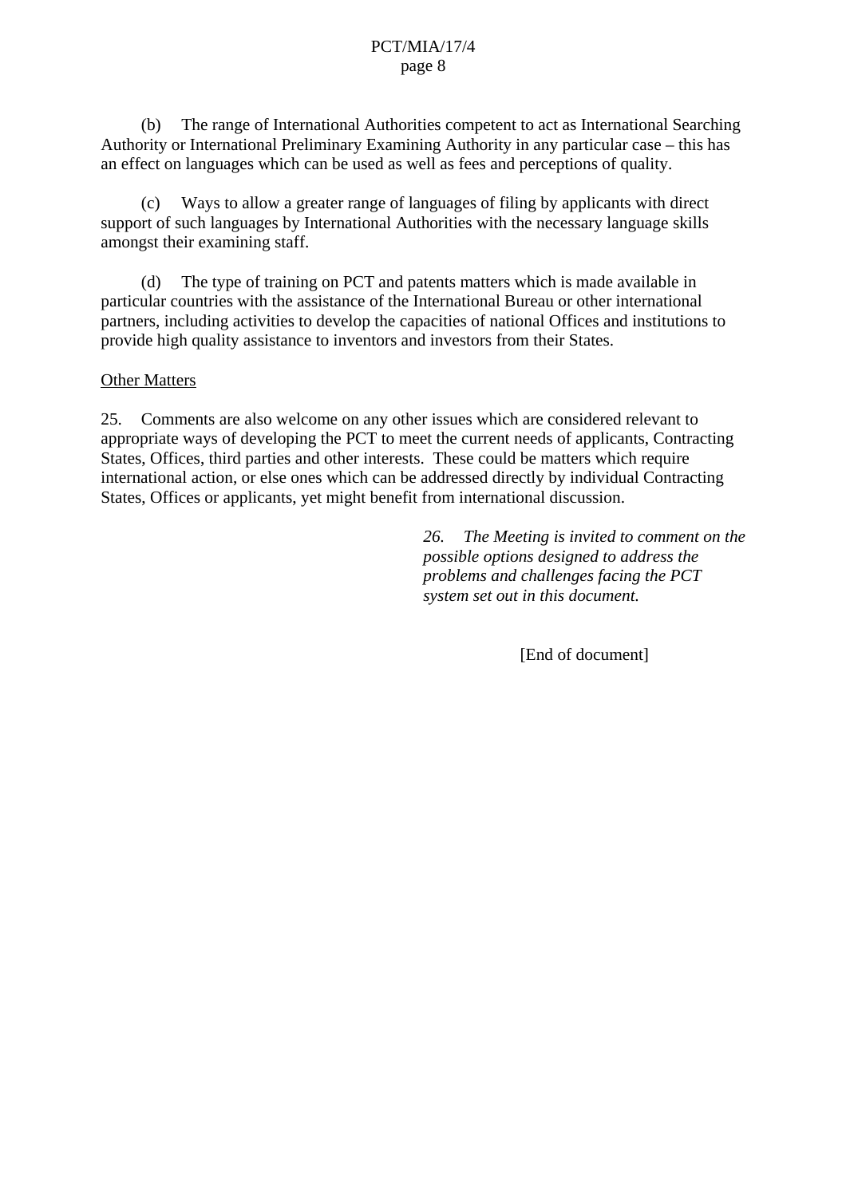(b) The range of International Authorities competent to act as International Searching Authority or International Preliminary Examining Authority in any particular case – this has an effect on languages which can be used as well as fees and perceptions of quality.

(c) Ways to allow a greater range of languages of filing by applicants with direct support of such languages by International Authorities with the necessary language skills amongst their examining staff.

(d) The type of training on PCT and patents matters which is made available in particular countries with the assistance of the International Bureau or other international partners, including activities to develop the capacities of national Offices and institutions to provide high quality assistance to inventors and investors from their States.

Other Matters

25. Comments are also welcome on any other issues which are considered relevant to appropriate ways of developing the PCT to meet the current needs of applicants, Contracting States, Offices, third parties and other interests. These could be matters which require international action, or else ones which can be addressed directly by individual Contracting States, Offices or applicants, yet might benefit from international discussion.

*26. The Meeting is invited to comment on the possible options designed to address the problems and challenges facing the PCT system set out in this document.*

[End of document]